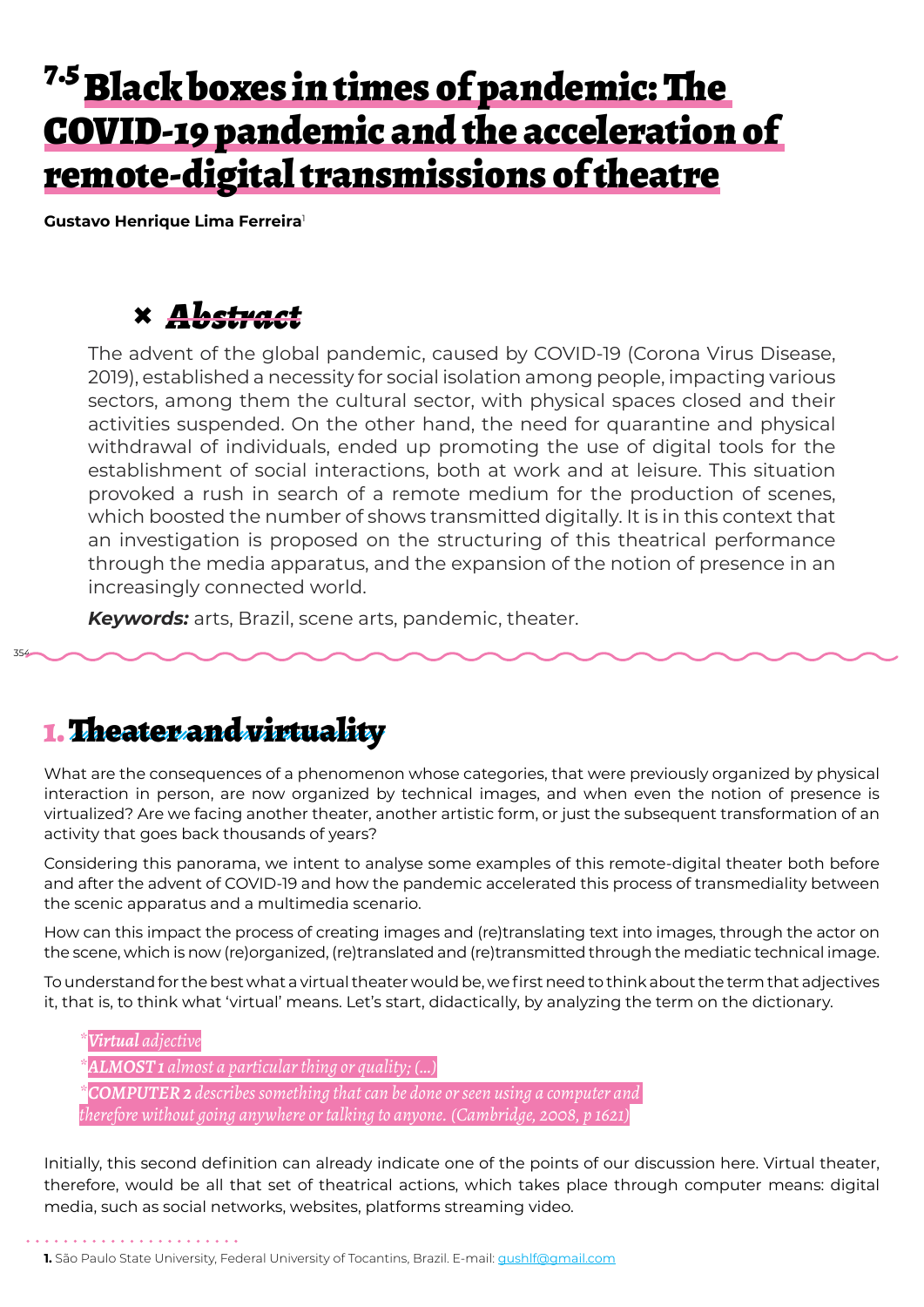# 7.5 Black boxes in times of pandemic: The COVID-19 pandemic and the acceleration of remote-digital transmissions of theatre

**Gustavo Henrique Lima Ferreira**[1]

## × Abstract

The advent of the global pandemic, caused by COVID-19 (Corona Virus Disease, 2019), established a necessity for social isolation among people, impacting various sectors, among them the cultural sector, with physical spaces closed and their activities suspended. On the other hand, the need for quarantine and physical withdrawal of individuals, ended up promoting the use of digital tools for the establishment of social interactions, both at work and at leisure. This situation provoked a rush in search of a remote medium for the production of scenes, which boosted the number of shows transmitted digitally. It is in this context that an investigation is proposed on the structuring of this theatrical performance through the media apparatus, and the expansion of the notion of presence in an increasingly connected world.

***Keywords:*** arts, Brazil, scene arts, pandemic, theater.

## 1. Theater and virtuality

What are the consequences of a phenomenon whose categories, that were previously organized by physical interaction in person, are now organized by technical images, and when even the notion of presence is virtualized? Are we facing another theater, another artistic form, or just the subsequent transformation of an activity that goes back thousands of years?

Considering this panorama, we intent to analyse some examples of this remote-digital theater both before and after the advent of COVID-19 and how the pandemic accelerated this process of transmediality between the scenic apparatus and a multimedia scenario.

How can this impact the process of creating images and (re)translating text into images, through the actor on the scene, which is now (re)organized, (re)translated and (re)transmitted through the mediatic technical image.

To understand for the best what a virtual theater would be, we first need to think about the term that adjectives it, that is, to think what 'virtual' means. Let's start, didactically, by analyzing the term on the dictionary.

> ***Virtual*** *adjective*
>
> ***ALMOST 1*** *almost a particular thing or quality; (...)*
>
> ***COMPUTER 2*** *describes something that can be done or seen using a computer and therefore without going anywhere or talking to anyone. (Cambridge, 2008, p 1621)*

Initially, this second definition can already indicate one of the points of our discussion here. Virtual theater, therefore, would be all that set of theatrical actions, which takes place through computer means: digital media, such as social networks, websites, platforms streaming video.

---

**1.** São Paulo State University, Federal University of Tocantins, Brazil. E-mail: gushlf@gmail.com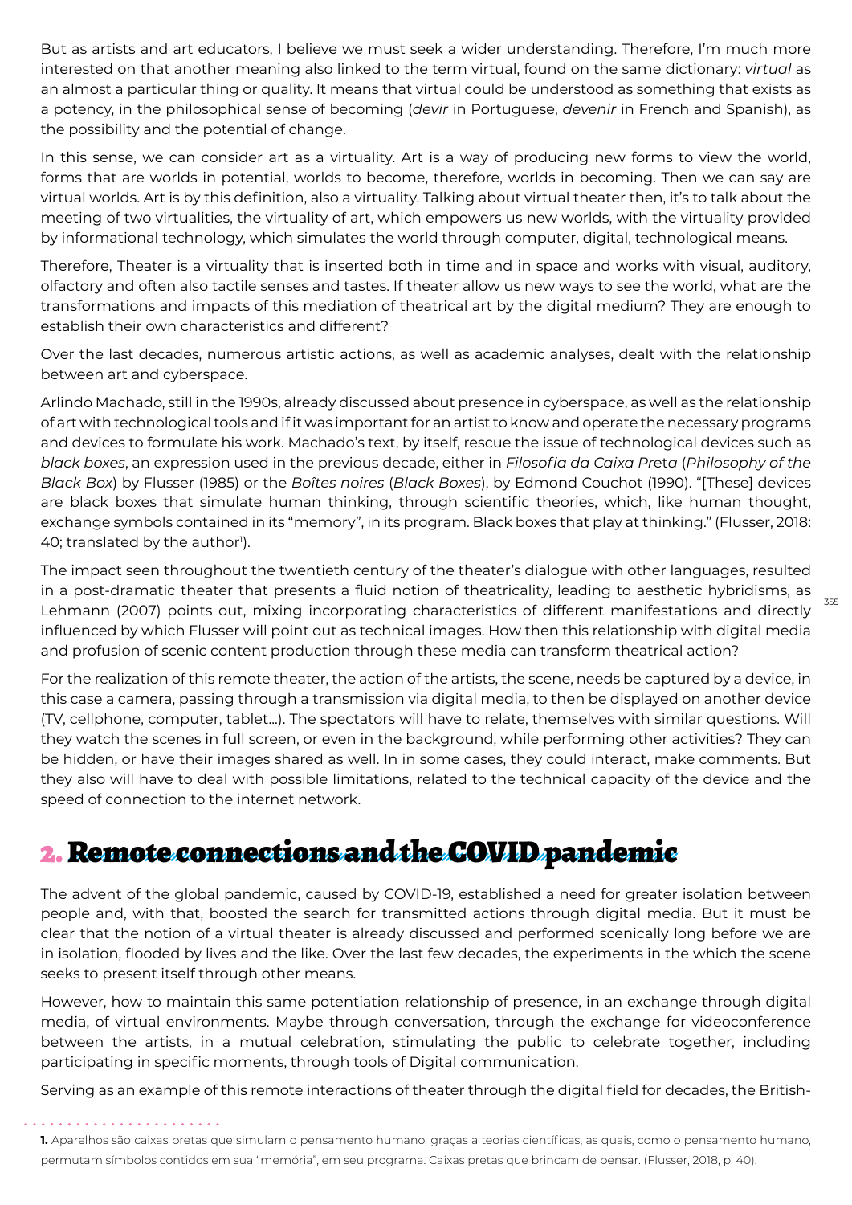But as artists and art educators, I believe we must seek a wider understanding. Therefore, I'm much more interested on that another meaning also linked to the term virtual, found on the same dictionary: *virtual* as an almost a particular thing or quality. It means that virtual could be understood as something that exists as a potency, in the philosophical sense of becoming (*devir* in Portuguese, *devenir* in French and Spanish), as the possibility and the potential of change.

In this sense, we can consider art as a virtuality. Art is a way of producing new forms to view the world, forms that are worlds in potential, worlds to become, therefore, worlds in becoming. Then we can say are virtual worlds. Art is by this definition, also a virtuality. Talking about virtual theater then, it's to talk about the meeting of two virtualities, the virtuality of art, which empowers us new worlds, with the virtuality provided by informational technology, which simulates the world through computer, digital, technological means.

Therefore, Theater is a virtuality that is inserted both in time and in space and works with visual, auditory, olfactory and often also tactile senses and tastes. If theater allow us new ways to see the world, what are the transformations and impacts of this mediation of theatrical art by the digital medium? They are enough to establish their own characteristics and different?

Over the last decades, numerous artistic actions, as well as academic analyses, dealt with the relationship between art and cyberspace.

Arlindo Machado, still in the 1990s, already discussed about presence in cyberspace, as well as the relationship of art with technological tools and if it was important for an artist to know and operate the necessary programs and devices to formulate his work. Machado's text, by itself, rescue the issue of technological devices such as *black boxes*, an expression used in the previous decade, either in *Filosofia da Caixa Preta* (*Philosophy of the Black Box*) by Flusser (1985) or the *Boîtes noires* (*Black Boxes*), by Edmond Couchot (1990). "[These] devices are black boxes that simulate human thinking, through scientific theories, which, like human thought, exchange symbols contained in its "memory", in its program. Black boxes that play at thinking." (Flusser, 2018: 40; translated by the author[1]).

The impact seen throughout the twentieth century of the theater's dialogue with other languages, resulted in a post-dramatic theater that presents a fluid notion of theatricality, leading to aesthetic hybridisms, as Lehmann (2007) points out, mixing incorporating characteristics of different manifestations and directly influenced by which Flusser will point out as technical images. How then this relationship with digital media and profusion of scenic content production through these media can transform theatrical action?

For the realization of this remote theater, the action of the artists, the scene, needs be captured by a device, in this case a camera, passing through a transmission via digital media, to then be displayed on another device (TV, cellphone, computer, tablet...). The spectators will have to relate, themselves with similar questions. Will they watch the scenes in full screen, or even in the background, while performing other activities? They can be hidden, or have their images shared as well. In in some cases, they could interact, make comments. But they also will have to deal with possible limitations, related to the technical capacity of the device and the speed of connection to the internet network.

## 2. Remote connections and the COVID pandemic

The advent of the global pandemic, caused by COVID-19, established a need for greater isolation between people and, with that, boosted the search for transmitted actions through digital media. But it must be clear that the notion of a virtual theater is already discussed and performed scenically long before we are in isolation, flooded by lives and the like. Over the last few decades, the experiments in the which the scene seeks to present itself through other means.

However, how to maintain this same potentiation relationship of presence, in an exchange through digital media, of virtual environments. Maybe through conversation, through the exchange for videoconference between the artists, in a mutual celebration, stimulating the public to celebrate together, including participating in specific moments, through tools of Digital communication.

Serving as an example of this remote interactions of theater through the digital field for decades, the British-

---

**1.** Aparelhos são caixas pretas que simulam o pensamento humano, graças a teorias científicas, as quais, como o pensamento humano, permutam símbolos contidos em sua "memória", em seu programa. Caixas pretas que brincam de pensar. (Flusser, 2018, p. 40).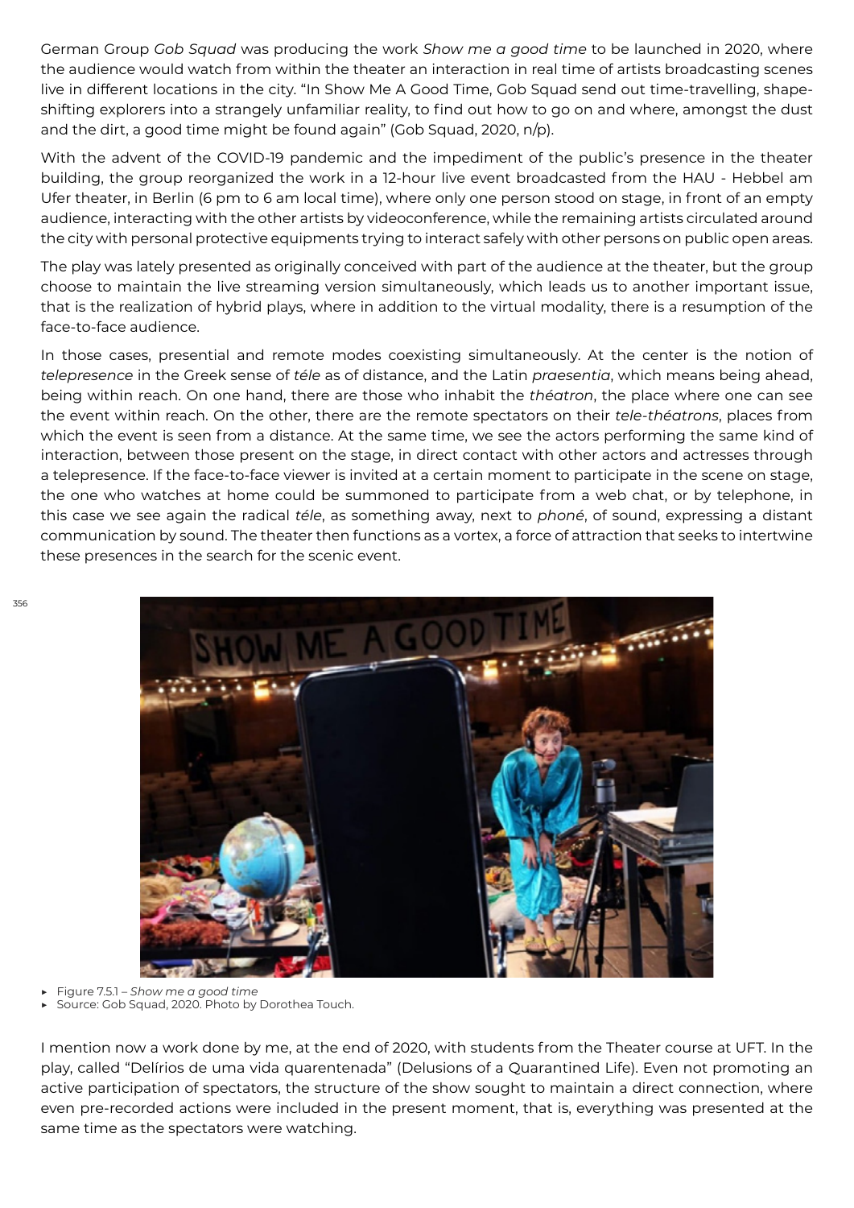German Group *Gob Squad* was producing the work *Show me a good time* to be launched in 2020, where the audience would watch from within the theater an interaction in real time of artists broadcasting scenes live in different locations in the city. "In Show Me A Good Time, Gob Squad send out time-travelling, shape-shifting explorers into a strangely unfamiliar reality, to find out how to go on and where, amongst the dust and the dirt, a good time might be found again" (Gob Squad, 2020, n/p).

With the advent of the COVID-19 pandemic and the impediment of the public's presence in the theater building, the group reorganized the work in a 12-hour live event broadcasted from the HAU - Hebbel am Ufer theater, in Berlin (6 pm to 6 am local time), where only one person stood on stage, in front of an empty audience, interacting with the other artists by videoconference, while the remaining artists circulated around the city with personal protective equipments trying to interact safely with other persons on public open areas.

The play was lately presented as originally conceived with part of the audience at the theater, but the group choose to maintain the live streaming version simultaneously, which leads us to another important issue, that is the realization of hybrid plays, where in addition to the virtual modality, there is a resumption of the face-to-face audience.

In those cases, presential and remote modes coexisting simultaneously. At the center is the notion of *telepresence* in the Greek sense of *téle* as of distance, and the Latin *praesentia*, which means being ahead, being within reach. On one hand, there are those who inhabit the *théatron*, the place where one can see the event within reach. On the other, there are the remote spectators on their *tele-théatrons*, places from which the event is seen from a distance. At the same time, we see the actors performing the same kind of interaction, between those present on the stage, in direct contact with other actors and actresses through a telepresence. If the face-to-face viewer is invited at a certain moment to participate in the scene on stage, the one who watches at home could be summoned to participate from a web chat, or by telephone, in this case we see again the radical *téle*, as something away, next to *phoné*, of sound, expressing a distant communication by sound. The theater then functions as a vortex, a force of attraction that seeks to intertwine these presences in the search for the scenic event.

- Figure 7.5.1 – *Show me a good time*
- Source: Gob Squad, 2020. Photo by Dorothea Touch.

I mention now a work done by me, at the end of 2020, with students from the Theater course at UFT. In the play, called "Delírios de uma vida quarentenada" (Delusions of a Quarantined Life). Even not promoting an active participation of spectators, the structure of the show sought to maintain a direct connection, where even pre-recorded actions were included in the present moment, that is, everything was presented at the same time as the spectators were watching.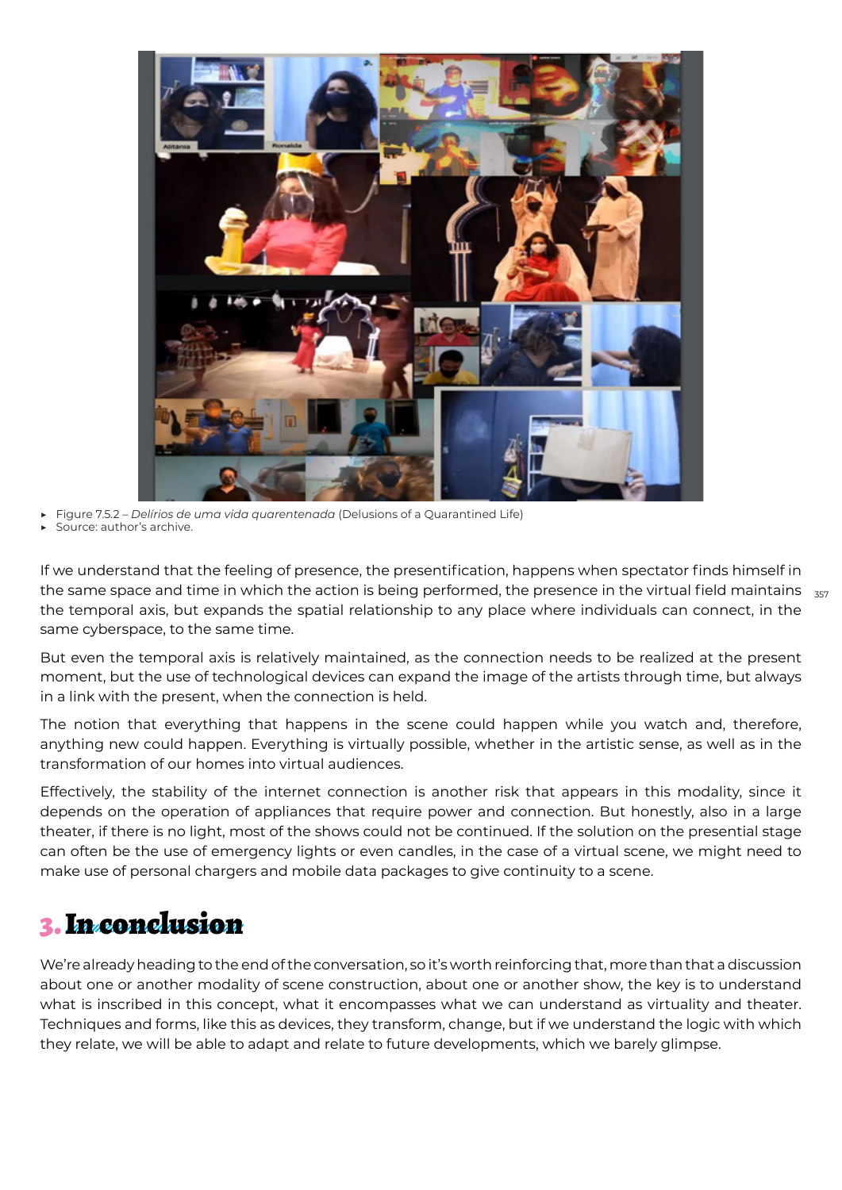- Figure 7.5.2 – *Delírios de uma vida quarentenada* (Delusions of a Quarantined Life)
- Source: author's archive.

If we understand that the feeling of presence, the presentification, happens when spectator finds himself in the same space and time in which the action is being performed, the presence in the virtual field maintains the temporal axis, but expands the spatial relationship to any place where individuals can connect, in the same cyberspace, to the same time.

But even the temporal axis is relatively maintained, as the connection needs to be realized at the present moment, but the use of technological devices can expand the image of the artists through time, but always in a link with the present, when the connection is held.

The notion that everything that happens in the scene could happen while you watch and, therefore, anything new could happen. Everything is virtually possible, whether in the artistic sense, as well as in the transformation of our homes into virtual audiences.

Effectively, the stability of the internet connection is another risk that appears in this modality, since it depends on the operation of appliances that require power and connection. But honestly, also in a large theater, if there is no light, most of the shows could not be continued. If the solution on the presential stage can often be the use of emergency lights or even candles, in the case of a virtual scene, we might need to make use of personal chargers and mobile data packages to give continuity to a scene.

## 3. In conclusion

We're already heading to the end of the conversation, so it's worth reinforcing that, more than that a discussion about one or another modality of scene construction, about one or another show, the key is to understand what is inscribed in this concept, what it encompasses what we can understand as virtuality and theater. Techniques and forms, like this as devices, they transform, change, but if we understand the logic with which they relate, we will be able to adapt and relate to future developments, which we barely glimpse.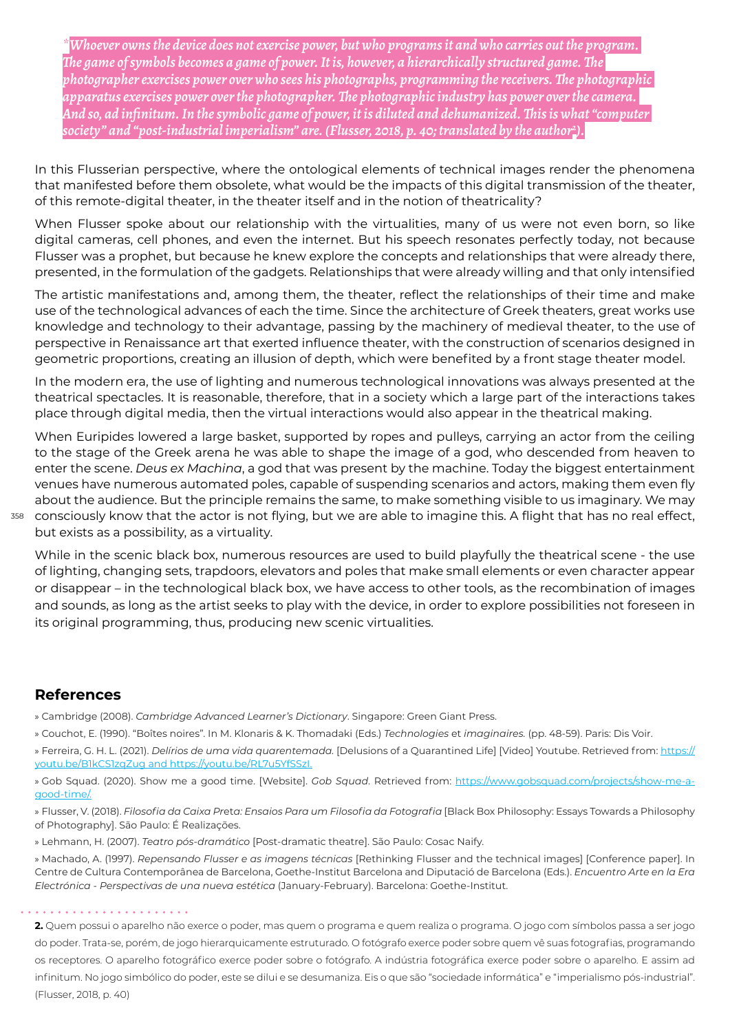*"Whoever owns the device does not exercise power, but who programs it and who carries out the program. The game of symbols becomes a game of power. It is, however, a hierarchically structured game. The photographer exercises power over who sees his photographs, programming the receivers. The photographic apparatus exercises power over the photographer. The photographic industry has power over the camera. And so, ad infinitum. In the symbolic game of power, it is diluted and dehumanized. This is what "computer society" and "post-industrial imperialism" are. (Flusser, 2018, p. 40; translated by the author[2]).*

In this Flusserian perspective, where the ontological elements of technical images render the phenomena that manifested before them obsolete, what would be the impacts of this digital transmission of the theater, of this remote-digital theater, in the theater itself and in the notion of theatricality?

When Flusser spoke about our relationship with the virtualities, many of us were not even born, so like digital cameras, cell phones, and even the internet. But his speech resonates perfectly today, not because Flusser was a prophet, but because he knew explore the concepts and relationships that were already there, presented, in the formulation of the gadgets. Relationships that were already willing and that only intensified

The artistic manifestations and, among them, the theater, reflect the relationships of their time and make use of the technological advances of each the time. Since the architecture of Greek theaters, great works use knowledge and technology to their advantage, passing by the machinery of medieval theater, to the use of perspective in Renaissance art that exerted influence theater, with the construction of scenarios designed in geometric proportions, creating an illusion of depth, which were benefited by a front stage theater model.

In the modern era, the use of lighting and numerous technological innovations was always presented at the theatrical spectacles. It is reasonable, therefore, that in a society which a large part of the interactions takes place through digital media, then the virtual interactions would also appear in the theatrical making.

When Euripides lowered a large basket, supported by ropes and pulleys, carrying an actor from the ceiling to the stage of the Greek arena he was able to shape the image of a god, who descended from heaven to enter the scene. *Deus ex Machina*, a god that was present by the machine. Today the biggest entertainment venues have numerous automated poles, capable of suspending scenarios and actors, making them even fly about the audience. But the principle remains the same, to make something visible to us imaginary. We may consciously know that the actor is not flying, but we are able to imagine this. A flight that has no real effect, but exists as a possibility, as a virtuality.

While in the scenic black box, numerous resources are used to build playfully the theatrical scene - the use of lighting, changing sets, trapdoors, elevators and poles that make small elements or even character appear or disappear – in the technological black box, we have access to other tools, as the recombination of images and sounds, as long as the artist seeks to play with the device, in order to explore possibilities not foreseen in its original programming, thus, producing new scenic virtualities.

## References

» Cambridge (2008). *Cambridge Advanced Learner's Dictionary*. Singapore: Green Giant Press.

» Couchot, E. (1990). "Boîtes noires". In M. Klonaris & K. Thomadaki (Eds.) *Technologies* et *imaginaires.* (pp. 48-59). Paris: Dis Voir.

» Ferreira, G. H. L. (2021). *Delírios de uma vida quarentemada.* [Delusions of a Quarantined Life] [Video] Youtube. Retrieved from: https://youtu.be/B1kCS1zqZug and https://youtu.be/RL7u5YfSSzI.

» Gob Squad. (2020). Show me a good time. [Website]. *Gob Squad*. Retrieved from: https://www.gobsquad.com/projects/show-me-a-good-time/

» Flusser, V. (2018). *Filosofia da Caixa Preta: Ensaios Para um Filosofia da Fotografia* [Black Box Philosophy: Essays Towards a Philosophy of Photography]. São Paulo: É Realizações.

» Lehmann, H. (2007). *Teatro pós-dramático* [Post-dramatic theatre]. São Paulo: Cosac Naify.

» Machado, A. (1997). *Repensando Flusser e as imagens técnicas* [Rethinking Flusser and the technical images] [Conference paper]. In Centre de Cultura Contemporânea de Barcelona, Goethe-Institut Barcelona and Diputació de Barcelona (Eds.). *Encuentro Arte en la Era Electrónica - Perspectivas de una nueva estética* (January-February). Barcelona: Goethe-Institut.

**2.** Quem possui o aparelho não exerce o poder, mas quem o programa e quem realiza o programa. O jogo com símbolos passa a ser jogo do poder. Trata-se, porém, de jogo hierarquicamente estruturado. O fotógrafo exerce poder sobre quem vê suas fotografias, programando os receptores. O aparelho fotográfico exerce poder sobre o fotógrafo. A indústria fotográfica exerce poder sobre o aparelho. E assim ad infinitum. No jogo simbólico do poder, este se dilui e se desumaniza. Eis o que são "sociedade informática" e "imperialismo pós-industrial". (Flusser, 2018, p. 40)